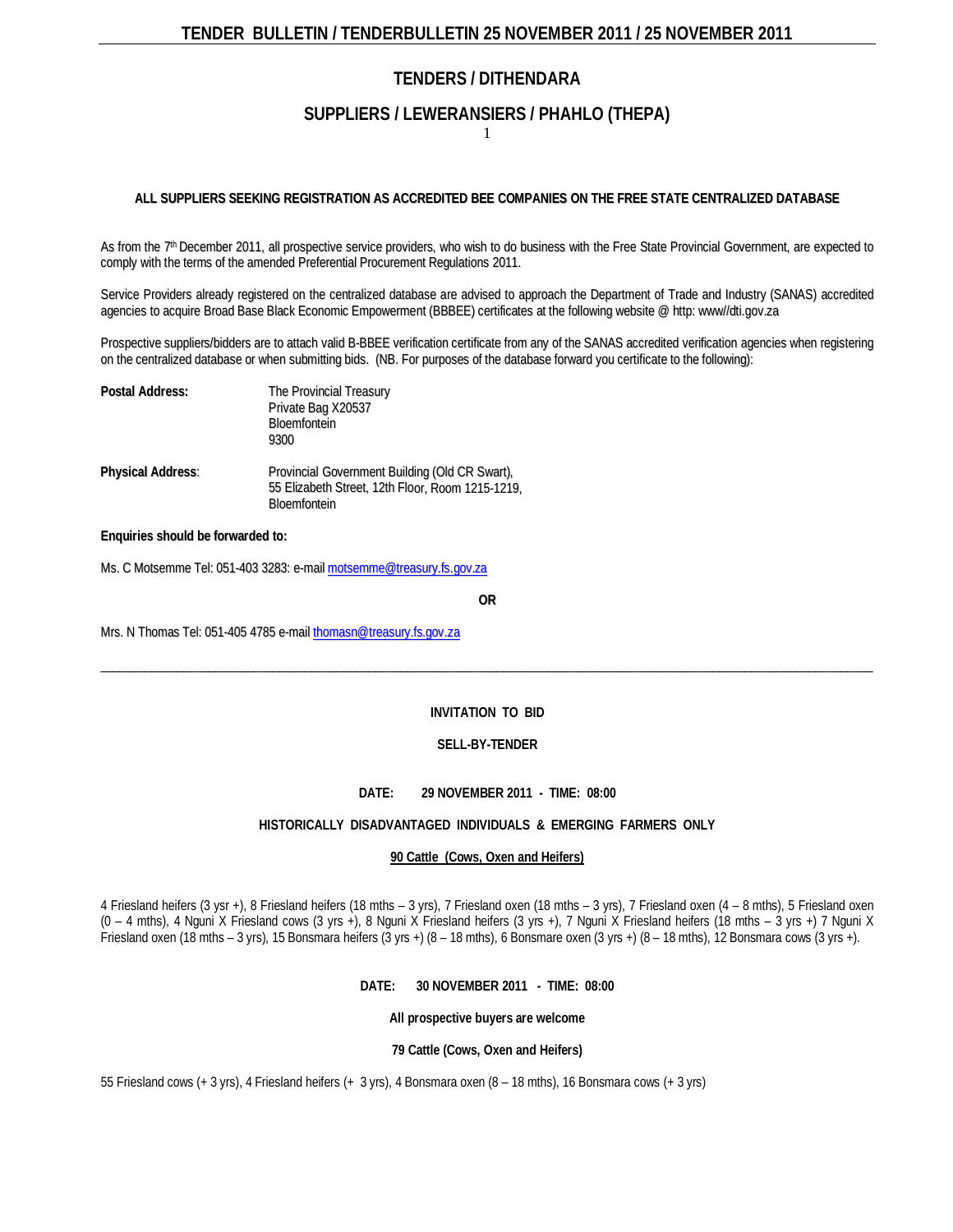# TENDERS / DITHENDARA

## SUPPLIERS / LEWERANSIERS / PHAHLO (THEPA)

**ALL SUPPLIERS SEEKING REGISTRATION AS ACCREDITED BEE COMPANIES ON THE FREE STATE CENTRALIZED DATABASE**

As from the 7th December 2011, all prospective service providers, who wish to do business with the Free State Provincial Government, are expected to comply with the terms of the amended Preferential Procurement Regulations 2011.

Service Providers already registered on the centralized database are advised to approach the Department of Trade and Industry (SANAS) accredited agencies to acquire Broad Base Black Economic Empowerment (BBBEE) certificates at the following website @ http: www//dti.gov.za

Prospective suppliers/bidders are to attach valid B-BBEE verification certificate from any of the SANAS accredited verification agencies when registering on the centralized database or when submitting bids. (NB. For purposes of the database forward you certificate to the following):

**Postal Address:**
The Provincial Treasury
Private Bag X20537
Bloemfontein
9300

**Physical Address**:
Provincial Government Building (Old CR Swart),
55 Elizabeth Street, 12th Floor, Room 1215-1219,
Bloemfontein

**Enquiries should be forwarded to:**

Ms. C Motsemme Tel: 051-403 3283: e-mail motsemme@treasury.fs.gov.za

**OR**

Mrs. N Thomas Tel: 051-405 4785 e-mail thomasn@treasury.fs.gov.za

---

**INVITATION TO BID**

**SELL-BY-TENDER**

**DATE: 29 NOVEMBER 2011 - TIME: 08:00**

**HISTORICALLY DISADVANTAGED INDIVIDUALS & EMERGING FARMERS ONLY**

**90 Cattle (Cows, Oxen and Heifers)**

4 Friesland heifers (3 ysr +), 8 Friesland heifers (18 mths – 3 yrs), 7 Friesland oxen (18 mths – 3 yrs), 7 Friesland oxen (4 – 8 mths), 5 Friesland oxen (0 – 4 mths), 4 Nguni X Friesland cows (3 yrs +), 8 Nguni X Friesland heifers (3 yrs +), 7 Nguni X Friesland heifers (18 mths – 3 yrs +) 7 Nguni X Friesland oxen (18 mths – 3 yrs), 15 Bonsmara heifers (3 yrs +) (8 – 18 mths), 6 Bonsmare oxen (3 yrs +) (8 – 18 mths), 12 Bonsmara cows (3 yrs +).

**DATE: 30 NOVEMBER 2011 - TIME: 08:00**

**All prospective buyers are welcome**

**79 Cattle (Cows, Oxen and Heifers)**

55 Friesland cows (+ 3 yrs), 4 Friesland heifers (+ 3 yrs), 4 Bonsmara oxen (8 – 18 mths), 16 Bonsmara cows (+ 3 yrs)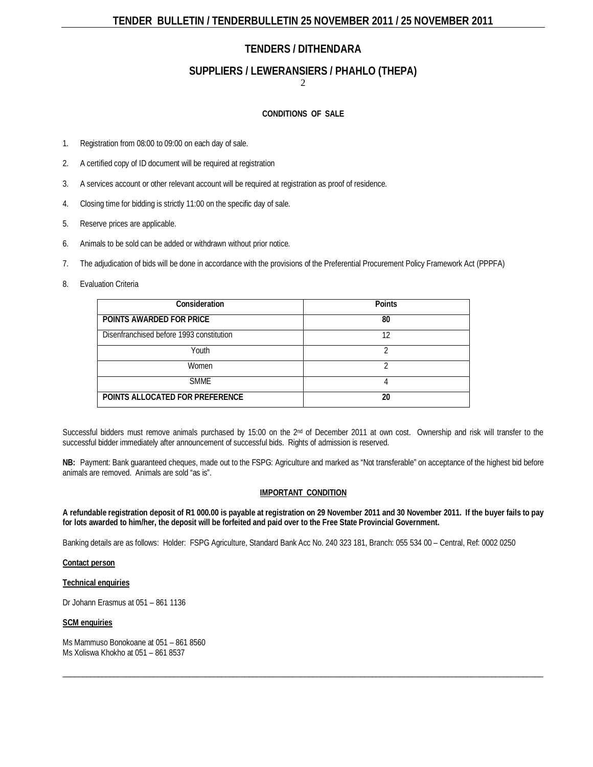# TENDERS / DITHENDARA

## SUPPLIERS / LEWERANSIERS / PHAHLO (THEPA)

### CONDITIONS OF SALE

1. Registration from 08:00 to 09:00 on each day of sale.
2. A certified copy of ID document will be required at registration
3. A services account or other relevant account will be required at registration as proof of residence.
4. Closing time for bidding is strictly 11:00 on the specific day of sale.
5. Reserve prices are applicable.
6. Animals to be sold can be added or withdrawn without prior notice.
7. The adjudication of bids will be done in accordance with the provisions of the Preferential Procurement Policy Framework Act (PPPFA)
8. Evaluation Criteria

| Consideration | Points |
|---|---|
| **POINTS AWARDED FOR PRICE** | **80** |
| Disenfranchised before 1993 constitution | 12 |
| Youth | 2 |
| Women | 2 |
| SMME | 4 |
| **POINTS ALLOCATED FOR PREFERENCE** | **20** |

Successful bidders must remove animals purchased by 15:00 on the 2nd of December 2011 at own cost. Ownership and risk will transfer to the successful bidder immediately after announcement of successful bids. Rights of admission is reserved.

**NB:** Payment: Bank guaranteed cheques, made out to the FSPG: Agriculture and marked as "Not transferable" on acceptance of the highest bid before animals are removed. Animals are sold "as is".

**IMPORTANT CONDITION**

**A refundable registration deposit of R1 000.00 is payable at registration on 29 November 2011 and 30 November 2011. If the buyer fails to pay for lots awarded to him/her, the deposit will be forfeited and paid over to the Free State Provincial Government.**

Banking details are as follows: Holder: FSPG Agriculture, Standard Bank Acc No. 240 323 181, Branch: 055 534 00 – Central, Ref: 0002 0250

**Contact person**

**Technical enquiries**

Dr Johann Erasmus at 051 – 861 1136

**SCM enquiries**

Ms Mammuso Bonokoane at 051 – 861 8560
Ms Xoliswa Khokho at 051 – 861 8537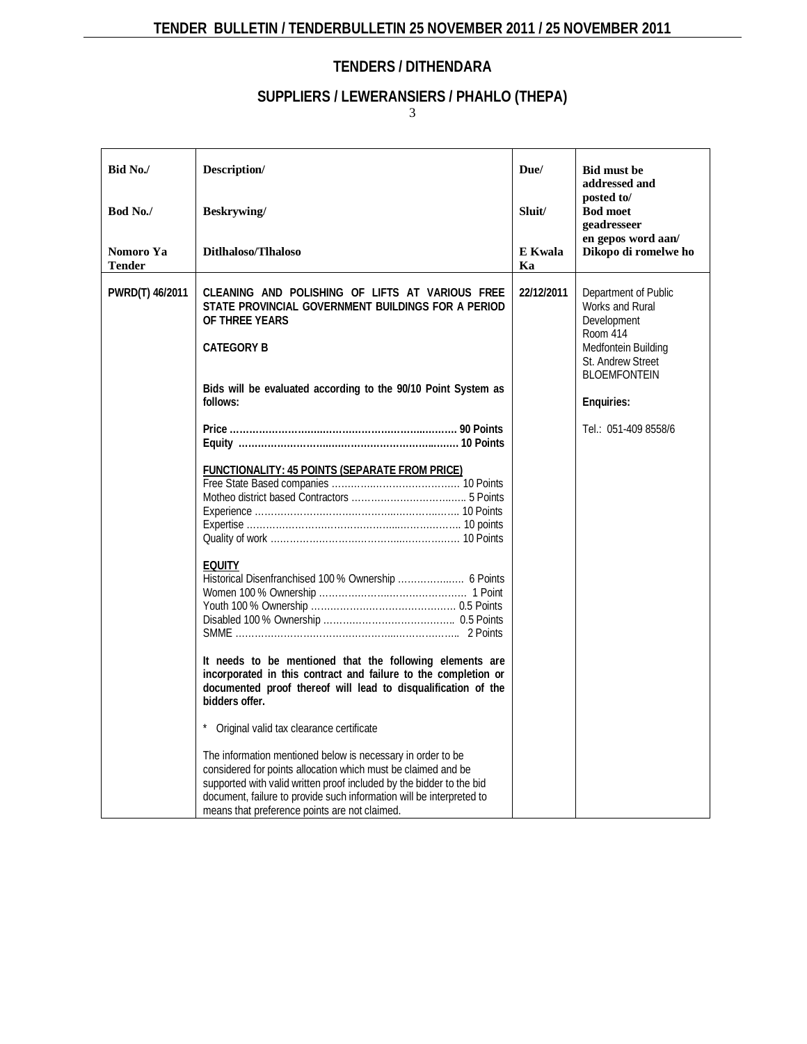## TENDERS / DITHENDARA

## SUPPLIERS / LEWERANSIERS / PHAHLO (THEPA)

| Bid No./<br><br>Bod No./<br><br>Nomoro Ya Tender | Description/<br><br>Beskrywing/<br><br>Ditlhaloso/Tlhaloso | Due/<br><br>Sluit/<br><br>E Kwala Ka | Bid must be addressed and posted to/<br>Bod moet geadresseer en gepos word aan/<br>Dikopo di romelwe ho |
|---|---|---|---|
| PWRD(T) 46/2011 | **CLEANING AND POLISHING OF LIFTS AT VARIOUS FREE STATE PROVINCIAL GOVERNMENT BUILDINGS FOR A PERIOD OF THREE YEARS**<br><br>**CATEGORY B**<br><br>**Bids will be evaluated according to the 90/10 Point System as follows:**<br><br>**Price ………………………………………………………… 90 Points**<br>**Equity ……………………………………………………… 10 Points**<br><br>**FUNCTIONALITY: 45 POINTS (SEPARATE FROM PRICE)**<br>Free State Based companies …………………………………… 10 Points<br>Motheo district based Contractors …………………………….. 5 Points<br>Experience ………………………………………………………. 10 Points<br>Expertise …………………………………………………………. 10 points<br>Quality of work …………………………………………………. 10 Points<br><br>**EQUITY**<br>Historical Disenfranchised 100 % Ownership ………………… 6 Points<br>Women 100 % Ownership ……………………………………… 1 Point<br>Youth 100 % Ownership ……………………………………… 0.5 Points<br>Disabled 100 % Ownership …………………………………… 0.5 Points<br>SMME ……………………………………………………………… 2 Points<br><br>**It needs to be mentioned that the following elements are incorporated in this contract and failure to the completion or documented proof thereof will lead to disqualification of the bidders offer.**<br><br>* Original valid tax clearance certificate<br><br>The information mentioned below is necessary in order to be considered for points allocation which must be claimed and be supported with valid written proof included by the bidder to the bid document, failure to provide such information will be interpreted to means that preference points are not claimed. | 22/12/2011 | Department of Public Works and Rural Development<br>Room 414<br>Medfontein Building<br>St. Andrew Street<br>BLOEMFONTEIN<br><br>**Enquiries:**<br><br>Tel.: 051-409 8558/6 |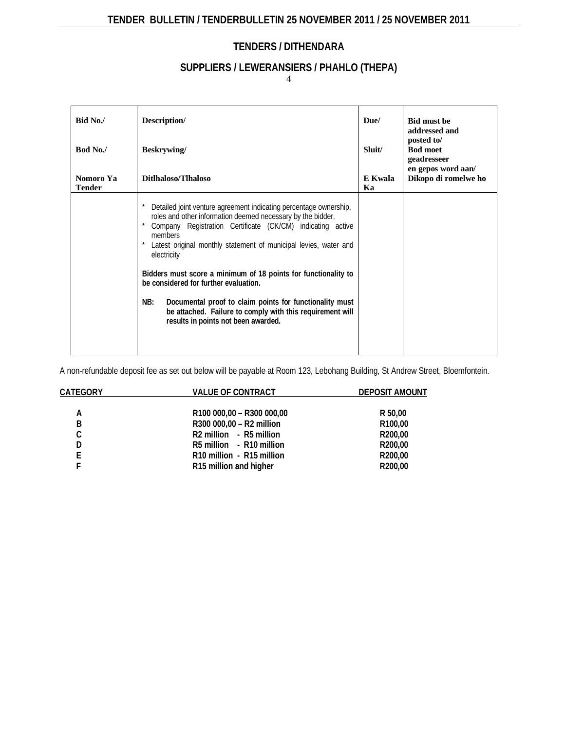## TENDERS / DITHENDARA

## SUPPLIERS / LEWERANSIERS / PHAHLO (THEPA)

| Bid No./<br><br>Bod No./<br><br>Nomoro Ya Tender | Description/<br><br>Beskrywing/<br><br>Ditlhaloso/Tlhaloso | Due/<br><br>Sluit/<br><br>E Kwala Ka | Bid must be addressed and posted to/<br>Bod moet geadresseer en gepos word aan/<br>Dikopo di romelwe ho |
|---|---|---|---|
| | * Detailed joint venture agreement indicating percentage ownership, roles and other information deemed necessary by the bidder.<br>* Company Registration Certificate (CK/CM) indicating active members<br>* Latest original monthly statement of municipal levies, water and electricity<br><br>**Bidders must score a minimum of 18 points for functionality to be considered for further evaluation.**<br><br>**NB: Documental proof to claim points for functionality must be attached. Failure to comply with this requirement will results in points not been awarded.** | | |

A non-refundable deposit fee as set out below will be payable at Room 123, Lebohang Building, St Andrew Street, Bloemfontein.

| CATEGORY | VALUE OF CONTRACT | DEPOSIT AMOUNT |
|---|---|---|
| A | R100 000,00 – R300 000,00 | R 50,00 |
| B | R300 000,00 – R2 million | R100,00 |
| C | R2 million - R5 million | R200,00 |
| D | R5 million - R10 million | R200,00 |
| E | R10 million - R15 million | R200,00 |
| F | R15 million and higher | R200,00 |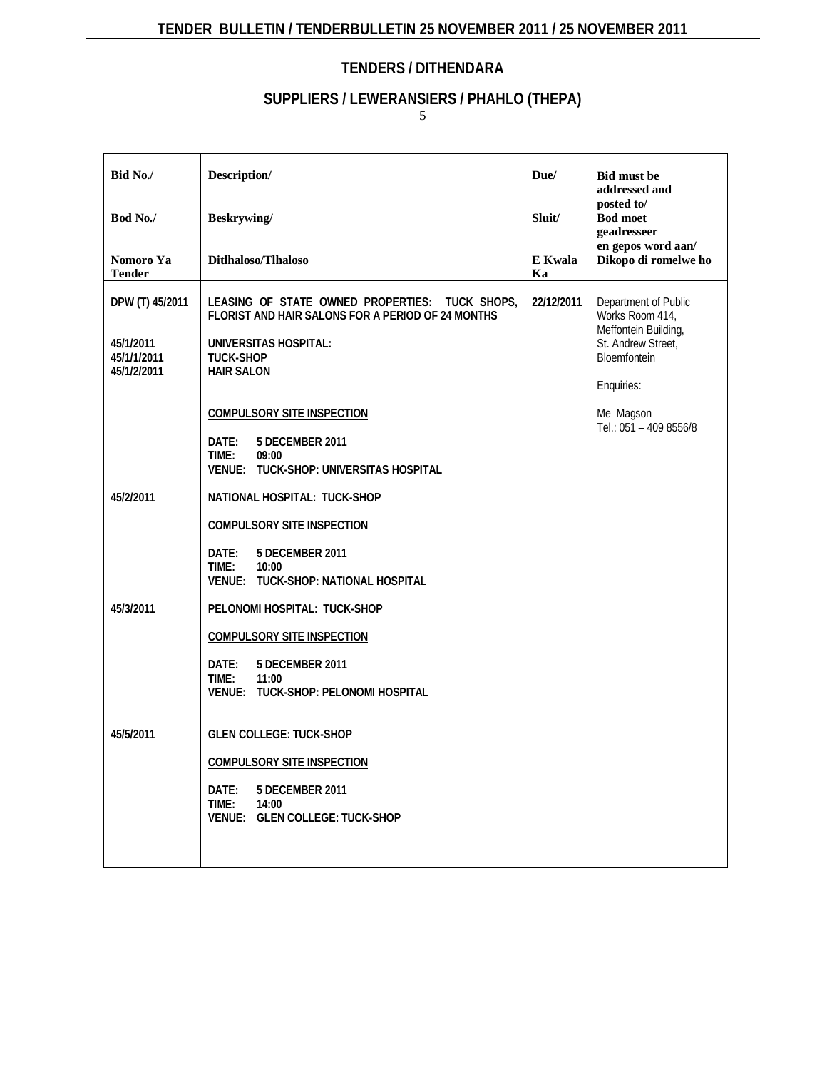## TENDERS / DITHENDARA

## SUPPLIERS / LEWERANSIERS / PHAHLO (THEPA)

| Bid No./ Bod No./ Nomoro Ya Tender | Description/ Beskrywing/ Ditlhaloso/Tlhaloso | Due/ Sluit/ E Kwala Ka | Bid must be addressed and posted to/ Bod moet geadresseer en gepos word aan/ Dikopo di romelwe ho |
|---|---|---|---|
| DPW (T) 45/2011 | **LEASING OF STATE OWNED PROPERTIES: TUCK SHOPS, FLORIST AND HAIR SALONS FOR A PERIOD OF 24 MONTHS** | 22/12/2011 | Department of Public Works Room 414, Meffontein Building, St. Andrew Street, Bloemfontein |
| 45/1/2011<br>45/1/1/2011<br>45/1/2/2011 | **UNIVERSITAS HOSPITAL:**<br>**TUCK-SHOP**<br>**HAIR SALON** | | Enquiries: |
| | **COMPULSORY SITE INSPECTION**<br>DATE: 5 DECEMBER 2011<br>TIME: 09:00<br>VENUE: TUCK-SHOP: UNIVERSITAS HOSPITAL | | Me Magson<br>Tel.: 051 – 409 8556/8 |
| 45/2/2011 | **NATIONAL HOSPITAL: TUCK-SHOP**<br>**COMPULSORY SITE INSPECTION**<br>DATE: 5 DECEMBER 2011<br>TIME: 10:00<br>VENUE: TUCK-SHOP: NATIONAL HOSPITAL | | |
| 45/3/2011 | **PELONOMI HOSPITAL: TUCK-SHOP**<br>**COMPULSORY SITE INSPECTION**<br>DATE: 5 DECEMBER 2011<br>TIME: 11:00<br>VENUE: TUCK-SHOP: PELONOMI HOSPITAL | | |
| 45/5/2011 | **GLEN COLLEGE: TUCK-SHOP**<br>**COMPULSORY SITE INSPECTION**<br>DATE: 5 DECEMBER 2011<br>TIME: 14:00<br>VENUE: GLEN COLLEGE: TUCK-SHOP | | |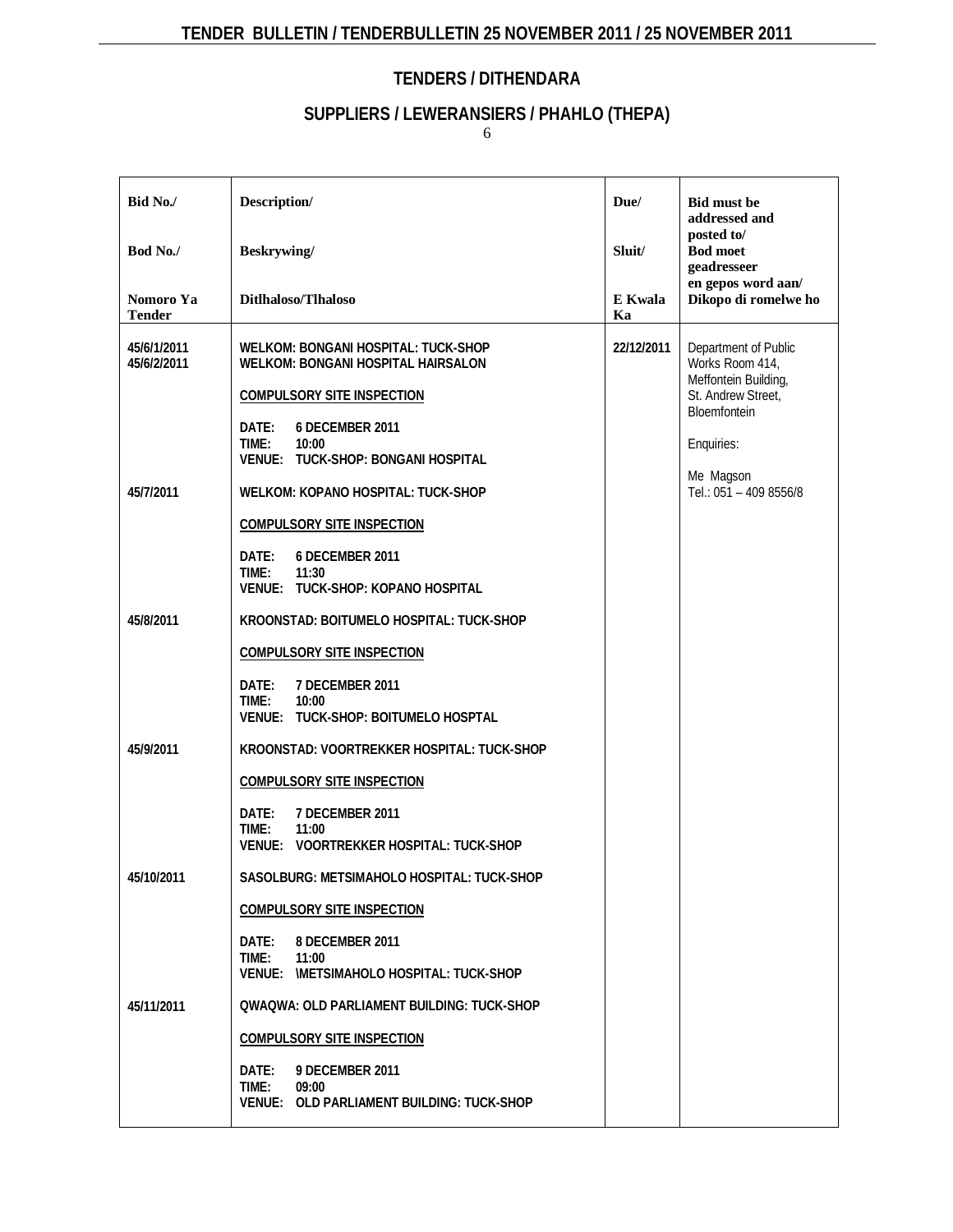## TENDERS / DITHENDARA

## SUPPLIERS / LEWERANSIERS / PHAHLO (THEPA)

| Bid No./ Bod No./ Nomoro Ya Tender | Description/ Beskrywing/ Ditlhaloso/Tlhaloso | Due/ Sluit/ E Kwala Ka | Bid must be addressed and posted to/ Bod moet geadresseer en gepos word aan/ Dikopo di romelwe ho |
|---|---|---|---|
| 45/6/1/2011<br>45/6/2/2011 | **WELKOM: BONGANI HOSPITAL: TUCK-SHOP**<br>**WELKOM: BONGANI HOSPITAL HAIRSALON**<br><br>**COMPULSORY SITE INSPECTION**<br><br>**DATE: 6 DECEMBER 2011**<br>**TIME: 10:00**<br>**VENUE: TUCK-SHOP: BONGANI HOSPITAL** | 22/12/2011 | Department of Public Works Room 414, Meffontein Building, St. Andrew Street, Bloemfontein<br><br>Enquiries:<br><br>Me Magson<br>Tel.: 051 – 409 8556/8 |
| 45/7/2011 | **WELKOM: KOPANO HOSPITAL: TUCK-SHOP**<br><br>**COMPULSORY SITE INSPECTION**<br><br>**DATE: 6 DECEMBER 2011**<br>**TIME: 11:30**<br>**VENUE: TUCK-SHOP: KOPANO HOSPITAL** | | |
| 45/8/2011 | **KROONSTAD: BOITUMELO HOSPITAL: TUCK-SHOP**<br><br>**COMPULSORY SITE INSPECTION**<br><br>**DATE: 7 DECEMBER 2011**<br>**TIME: 10:00**<br>**VENUE: TUCK-SHOP: BOITUMELO HOSPTAL** | | |
| 45/9/2011 | **KROONSTAD: VOORTREKKER HOSPITAL: TUCK-SHOP**<br><br>**COMPULSORY SITE INSPECTION**<br><br>**DATE: 7 DECEMBER 2011**<br>**TIME: 11:00**<br>**VENUE: VOORTREKKER HOSPITAL: TUCK-SHOP** | | |
| 45/10/2011 | **SASOLBURG: METSIMAHOLO HOSPITAL: TUCK-SHOP**<br><br>**COMPULSORY SITE INSPECTION**<br><br>**DATE: 8 DECEMBER 2011**<br>**TIME: 11:00**<br>**VENUE: \METSIMAHOLO HOSPITAL: TUCK-SHOP** | | |
| 45/11/2011 | **QWAQWA: OLD PARLIAMENT BUILDING: TUCK-SHOP**<br><br>**COMPULSORY SITE INSPECTION**<br><br>**DATE: 9 DECEMBER 2011**<br>**TIME: 09:00**<br>**VENUE: OLD PARLIAMENT BUILDING: TUCK-SHOP** | | |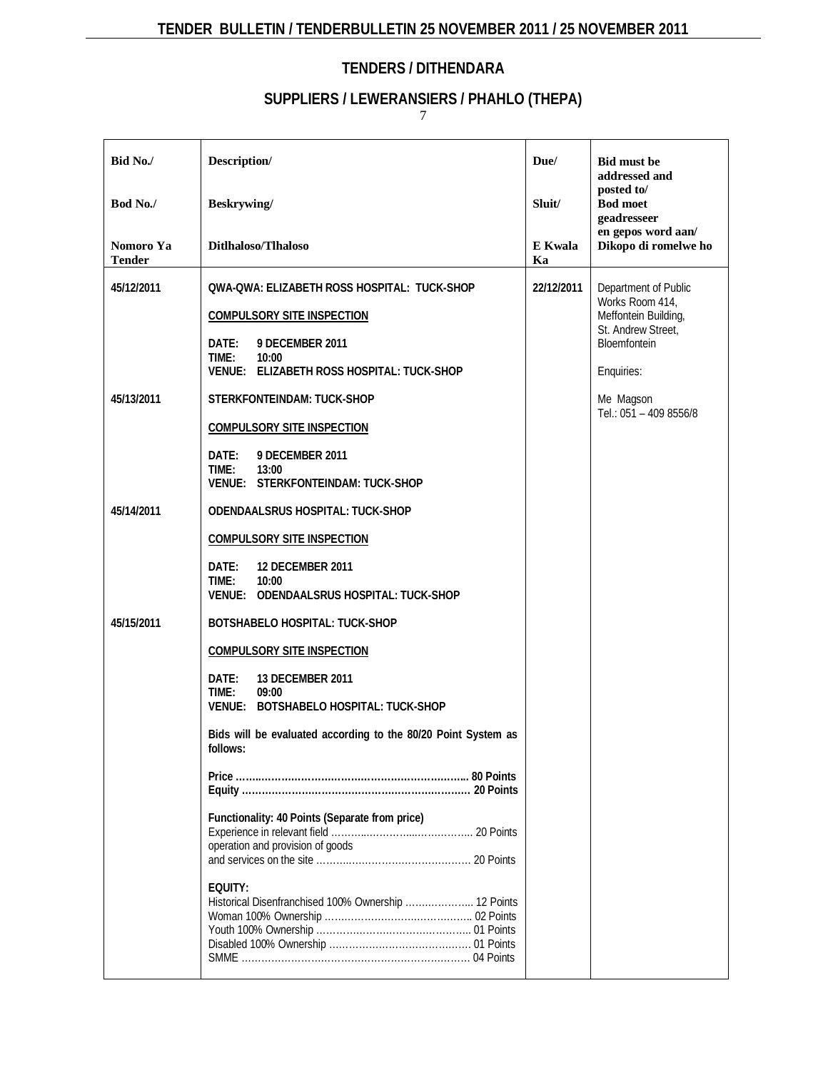## TENDERS / DITHENDARA

### SUPPLIERS / LEWERANSIERS / PHAHLO (THEPA)

| Bid No./<br><br>Bod No./<br><br>Nomoro Ya Tender | Description/<br><br>Beskrywing/<br><br>Ditlhaloso/Tlhaloso | Due/<br><br>Sluit/<br><br>E Kwala Ka | Bid must be addressed and posted to/<br>Bod moet geadresseer en gepos word aan/<br>Dikopo di romelwe ho |
|---|---|---|---|
| 45/12/2011 | **QWA-QWA: ELIZABETH ROSS HOSPITAL: TUCK-SHOP**<br><br>**COMPULSORY SITE INSPECTION**<br><br>**DATE: 9 DECEMBER 2011**<br>**TIME: 10:00**<br>**VENUE: ELIZABETH ROSS HOSPITAL: TUCK-SHOP** | 22/12/2011 | Department of Public Works Room 414, Meffontein Building, St. Andrew Street, Bloemfontein<br><br>Enquiries:<br><br>Me Magson<br>Tel.: 051 – 409 8556/8 |
| 45/13/2011 | **STERKFONTEINDAM: TUCK-SHOP**<br><br>**COMPULSORY SITE INSPECTION**<br><br>**DATE: 9 DECEMBER 2011**<br>**TIME: 13:00**<br>**VENUE: STERKFONTEINDAM: TUCK-SHOP** | | |
| 45/14/2011 | **ODENDAALSRUS HOSPITAL: TUCK-SHOP**<br><br>**COMPULSORY SITE INSPECTION**<br><br>**DATE: 12 DECEMBER 2011**<br>**TIME: 10:00**<br>**VENUE: ODENDAALSRUS HOSPITAL: TUCK-SHOP** | | |
| 45/15/2011 | **BOTSHABELO HOSPITAL: TUCK-SHOP**<br><br>**COMPULSORY SITE INSPECTION**<br><br>**DATE: 13 DECEMBER 2011**<br>**TIME: 09:00**<br>**VENUE: BOTSHABELO HOSPITAL: TUCK-SHOP**<br><br>**Bids will be evaluated according to the 80/20 Point System as follows:**<br><br>**Price ………………………………………………………… 80 Points**<br>**Equity …………………………………………………………. 20 Points**<br><br>**Functionality: 40 Points (Separate from price)**<br>Experience in relevant field ……………………………………. 20 Points<br>operation and provision of goods and services on the site ……………………………………… 20 Points<br><br>**EQUITY:**<br>Historical Disenfranchised 100% Ownership ………………… 12 Points<br>Woman 100% Ownership …………………………………… 02 Points<br>Youth 100% Ownership ……………………………………… 01 Points<br>Disabled 100% Ownership …………………………………… 01 Points<br>SMME …………………………………………………………… 04 Points | | |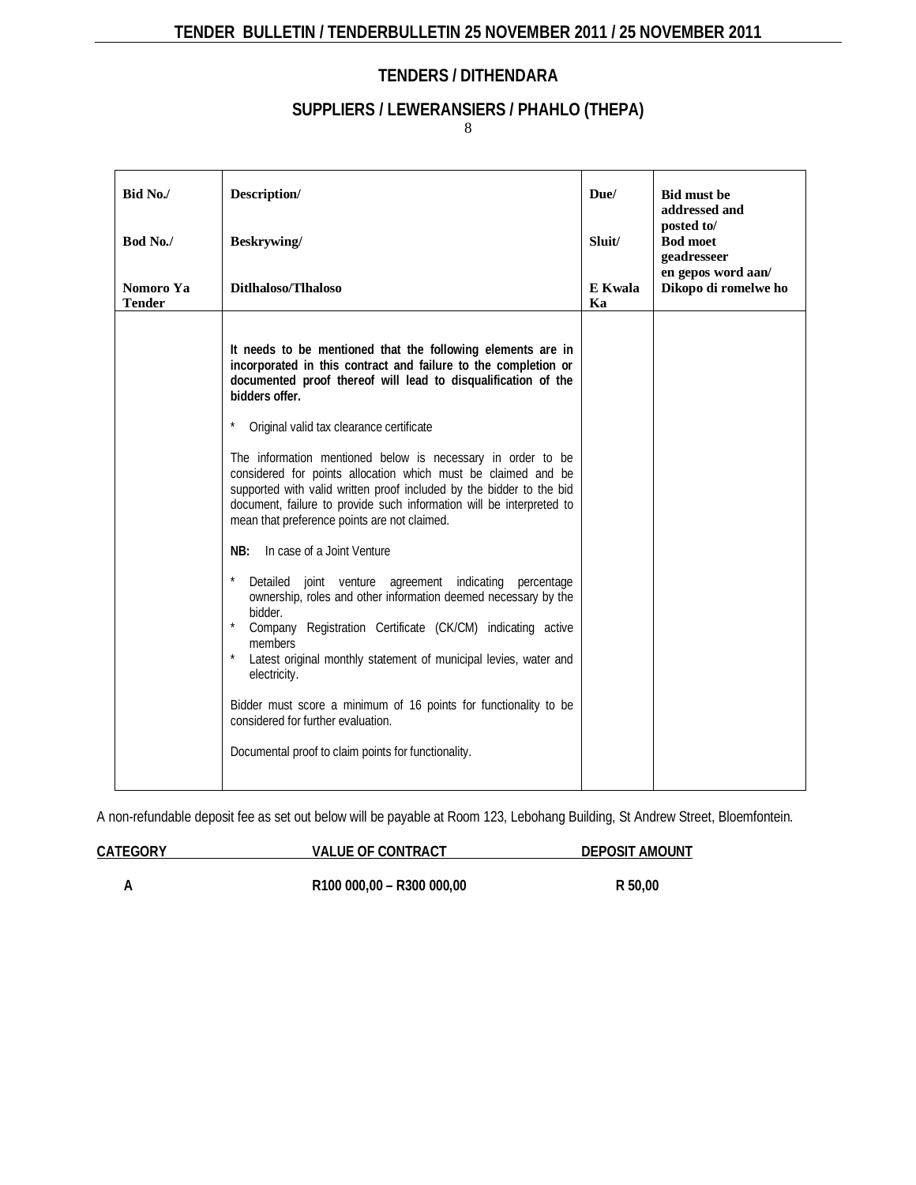## TENDERS / DITHENDARA

## SUPPLIERS / LEWERANSIERS / PHAHLO (THEPA)

| Bid No./ Bod No./ Nomoro Ya Tender | Description/ Beskrywing/ Ditlhaloso/Tlhaloso | Due/ Sluit/ E Kwala Ka | Bid must be addressed and posted to/ Bod moet geadresseer en gepos word aan/ Dikopo di romelwe ho |
|---|---|---|---|
| | **It needs to be mentioned that the following elements are in incorporated in this contract and failure to the completion or documented proof thereof will lead to disqualification of the bidders offer.**<br><br>* Original valid tax clearance certificate<br><br>The information mentioned below is necessary in order to be considered for points allocation which must be claimed and be supported with valid written proof included by the bidder to the bid document, failure to provide such information will be interpreted to mean that preference points are not claimed.<br><br>**NB:** In case of a Joint Venture<br><br>* Detailed joint venture agreement indicating percentage ownership, roles and other information deemed necessary by the bidder.<br>* Company Registration Certificate (CK/CM) indicating active members<br>* Latest original monthly statement of municipal levies, water and electricity.<br><br>Bidder must score a minimum of 16 points for functionality to be considered for further evaluation.<br><br>Documental proof to claim points for functionality. | | |

A non-refundable deposit fee as set out below will be payable at Room 123, Lebohang Building, St Andrew Street, Bloemfontein.

| CATEGORY | VALUE OF CONTRACT | DEPOSIT AMOUNT |
|---|---|---|
| A | R100 000,00 – R300 000,00 | R 50,00 |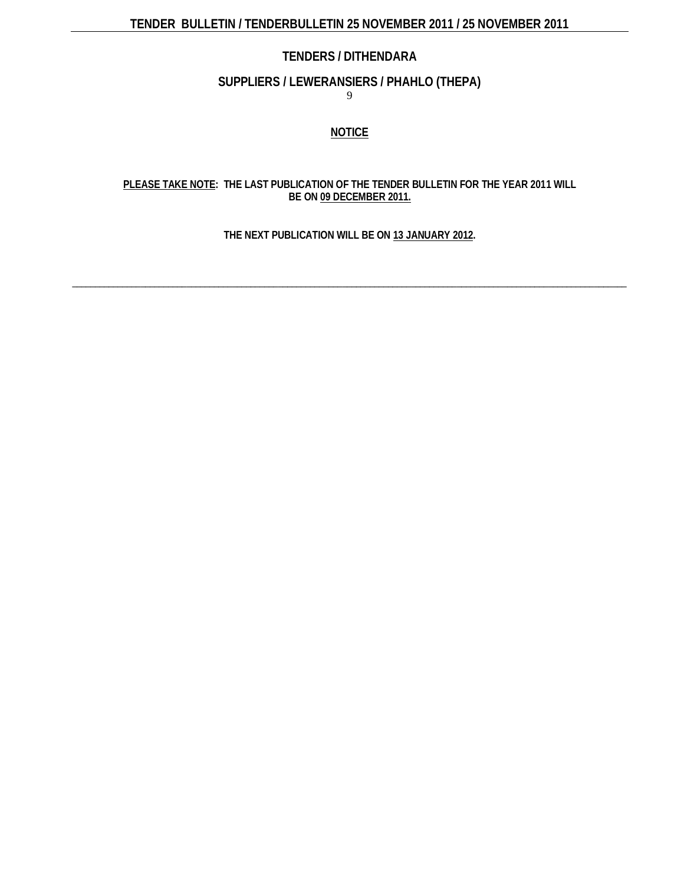# TENDERS / DITHENDARA

## SUPPLIERS / LEWERANSIERS / PHAHLO (THEPA)

### NOTICE

**PLEASE TAKE NOTE: THE LAST PUBLICATION OF THE TENDER BULLETIN FOR THE YEAR 2011 WILL BE ON 09 DECEMBER 2011.**

**THE NEXT PUBLICATION WILL BE ON 13 JANUARY 2012.**

---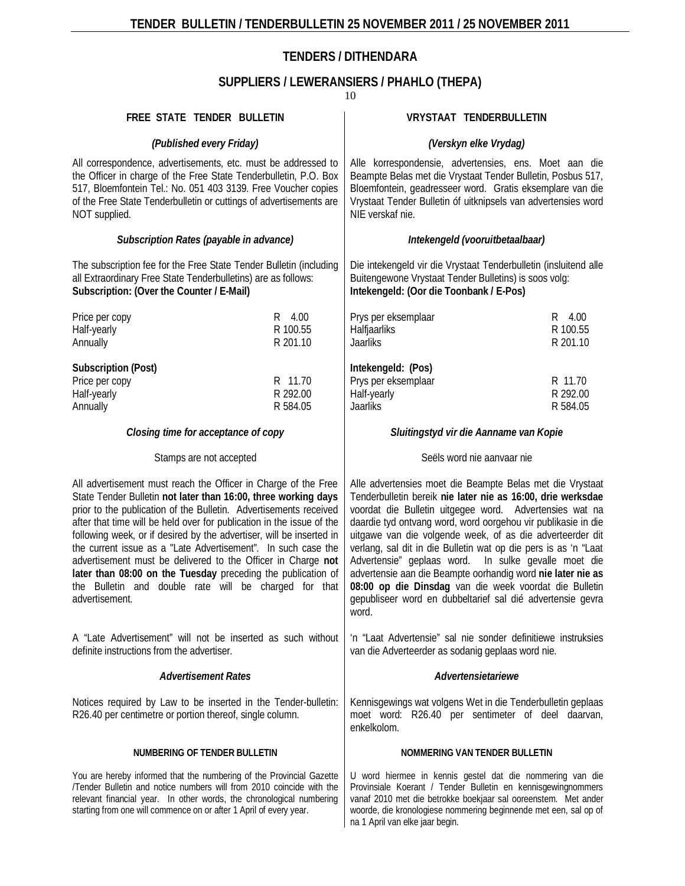# TENDERS / DITHENDARA

## SUPPLIERS / LEWERANSIERS / PHAHLO (THEPA)

### FREE STATE TENDER BULLETIN

*(Published every Friday)*

All correspondence, advertisements, etc. must be addressed to the Officer in charge of the Free State Tenderbulletin, P.O. Box 517, Bloemfontein Tel.: No. 051 403 3139. Free Voucher copies of the Free State Tenderbulletin or cuttings of advertisements are NOT supplied.

***Subscription Rates (payable in advance)***

The subscription fee for the Free State Tender Bulletin (including all Extraordinary Free State Tenderbulletins) are as follows:
**Subscription: (Over the Counter / E-Mail)**

| | |
|---|---|
| Price per copy | R 4.00 |
| Half-yearly | R 100.55 |
| Annually | R 201.10 |

**Subscription (Post)**

| | |
|---|---|
| Price per copy | R 11.70 |
| Half-yearly | R 292.00 |
| Annually | R 584.05 |

***Closing time for acceptance of copy***

Stamps are not accepted

All advertisement must reach the Officer in Charge of the Free State Tender Bulletin **not later than 16:00, three working days** prior to the publication of the Bulletin. Advertisements received after that time will be held over for publication in the issue of the following week, or if desired by the advertiser, will be inserted in the current issue as a "Late Advertisement". In such case the advertisement must be delivered to the Officer in Charge **not later than 08:00 on the Tuesday** preceding the publication of the Bulletin and double rate will be charged for that advertisement.

A "Late Advertisement" will not be inserted as such without definite instructions from the advertiser.

***Advertisement Rates***

Notices required by Law to be inserted in the Tender-bulletin: R26.40 per centimetre or portion thereof, single column.

**NUMBERING OF TENDER BULLETIN**

You are hereby informed that the numbering of the Provincial Gazette /Tender Bulletin and notice numbers will from 2010 coincide with the relevant financial year. In other words, the chronological numbering starting from one will commence on or after 1 April of every year.

### VRYSTAAT TENDERBULLETIN

*(Verskyn elke Vrydag)*

Alle korrespondensie, advertensies, ens. Moet aan die Beampte Belas met die Vrystaat Tender Bulletin, Posbus 517, Bloemfontein, geadresseer word. Gratis eksemplare van die Vrystaat Tender Bulletin óf uitknipsels van advertensies word NIE verskaf nie.

***Intekengeld (vooruitbetaalbaar)***

Die intekengeld vir die Vrystaat Tenderbulletin (insluitend alle Buitengewone Vrystaat Tender Bulletins) is soos volg:
**Intekengeld: (Oor die Toonbank / E-Pos)**

| | |
|---|---|
| Prys per eksemplaar | R 4.00 |
| Halfjaarliks | R 100.55 |
| Jaarliks | R 201.10 |

**Intekengeld: (Pos)**

| | |
|---|---|
| Prys per eksemplaar | R 11.70 |
| Half-yearly | R 292.00 |
| Jaarliks | R 584.05 |

***Sluitingstyd vir die Aanname van Kopie***

Seëls word nie aanvaar nie

Alle advertensies moet die Beampte Belas met die Vrystaat Tenderbulletin bereik **nie later nie as 16:00, drie werksdae** voordat die Bulletin uitgegee word. Advertensies wat na daardie tyd ontvang word, word oorgehou vir publikasie in die uitgawe van die volgende week, of as die adverteerder dit verlang, sal dit in die Bulletin wat op die pers is as 'n "Laat Advertensie" geplaas word. In sulke gevalle moet die advertensie aan die Beampte oorhandig word **nie later nie as 08:00 op die Dinsdag** van die week voordat die Bulletin gepubliseer word en dubbeltarief sal dié advertensie gevra word.

'n "Laat Advertensie" sal nie sonder definitiewe instruksies van die Adverteerder as sodanig geplaas word nie.

***Advertensietariewe***

Kennisgewings wat volgens Wet in die Tenderbulletin geplaas moet word: R26.40 per sentimeter of deel daarvan, enkelkolom.

**NOMMERING VAN TENDER BULLETIN**

U word hiermee in kennis gestel dat die nommering van die Provinsiale Koerant / Tender Bulletin en kennisgewingnommers vanaf 2010 met die betrokke boekjaar sal ooreenstem. Met ander woorde, die kronologiese nommering beginnende met een, sal op of na 1 April van elke jaar begin.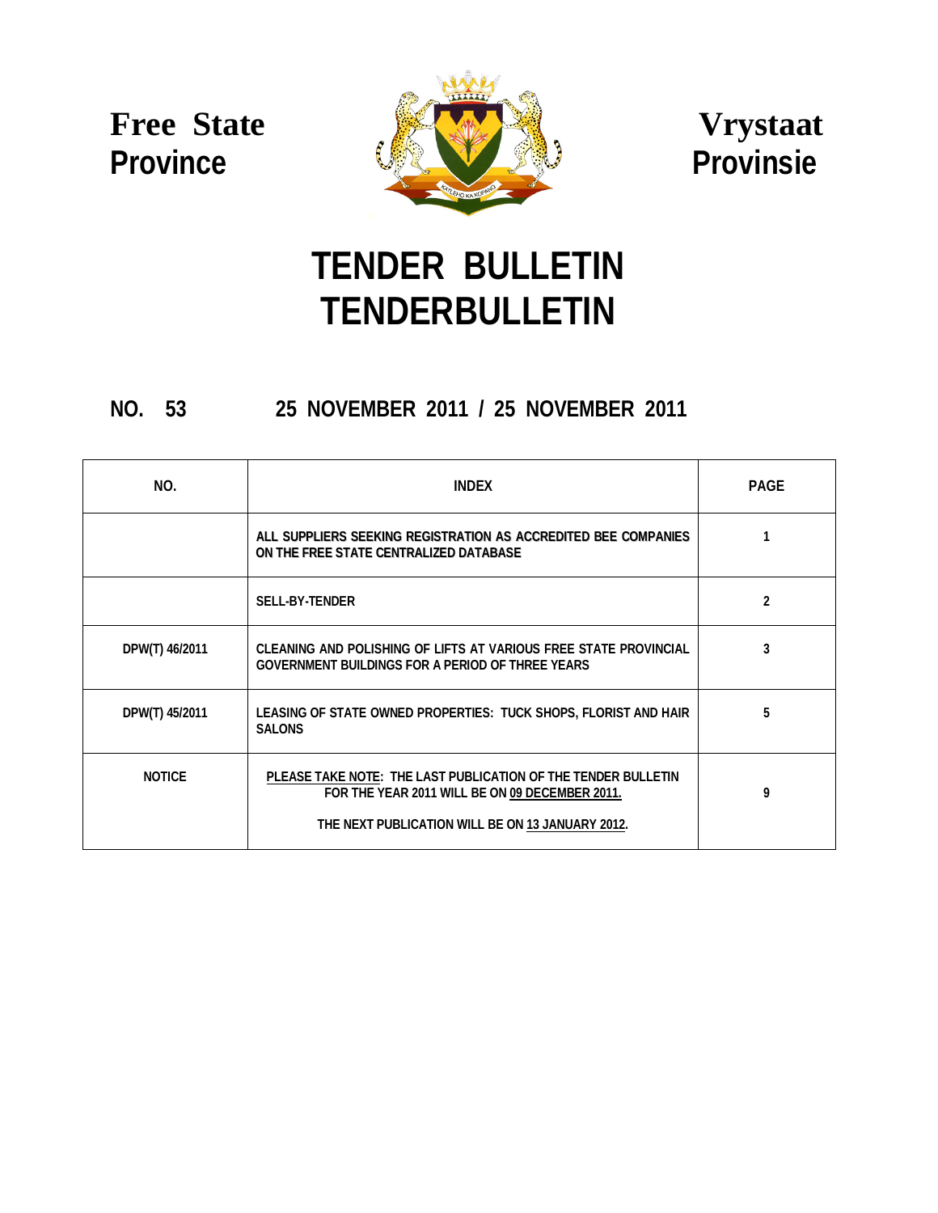**Free State Province**

**Vrystaat Provinsie**

# TENDER BULLETIN
# TENDERBULLETIN

## NO. 53 25 NOVEMBER 2011 / 25 NOVEMBER 2011

| NO. | INDEX | PAGE |
|---|---|---|
| | ALL SUPPLIERS SEEKING REGISTRATION AS ACCREDITED BEE COMPANIES ON THE FREE STATE CENTRALIZED DATABASE | 1 |
| | SELL-BY-TENDER | 2 |
| DPW(T) 46/2011 | CLEANING AND POLISHING OF LIFTS AT VARIOUS FREE STATE PROVINCIAL GOVERNMENT BUILDINGS FOR A PERIOD OF THREE YEARS | 3 |
| DPW(T) 45/2011 | LEASING OF STATE OWNED PROPERTIES: TUCK SHOPS, FLORIST AND HAIR SALONS | 5 |
| NOTICE | PLEASE TAKE NOTE: THE LAST PUBLICATION OF THE TENDER BULLETIN FOR THE YEAR 2011 WILL BE ON 09 DECEMBER 2011. THE NEXT PUBLICATION WILL BE ON 13 JANUARY 2012. | 9 |